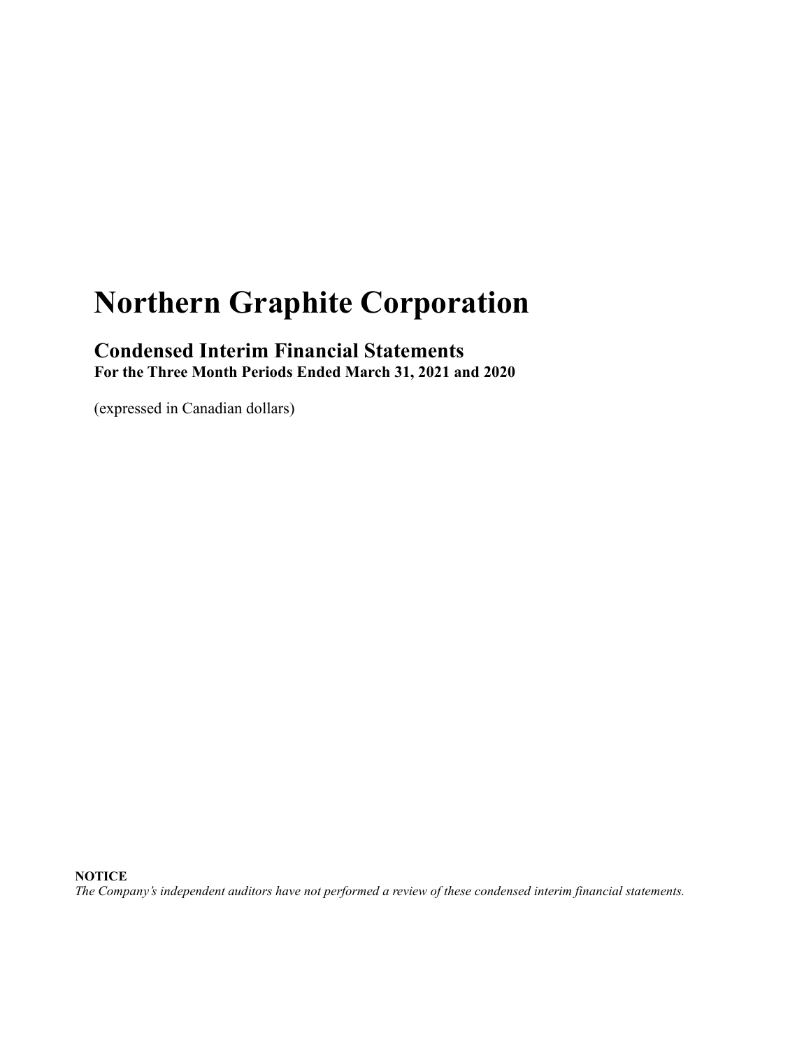# Northern Graphite Corporation

## Condensed Interim Financial Statements

**For the Three Month Periods Ended March 31, 2021 and 2020**

(expressed in Canadian dollars)

**NOTICE**

*The Company's independent auditors have not performed a review of these condensed interim financial statements.*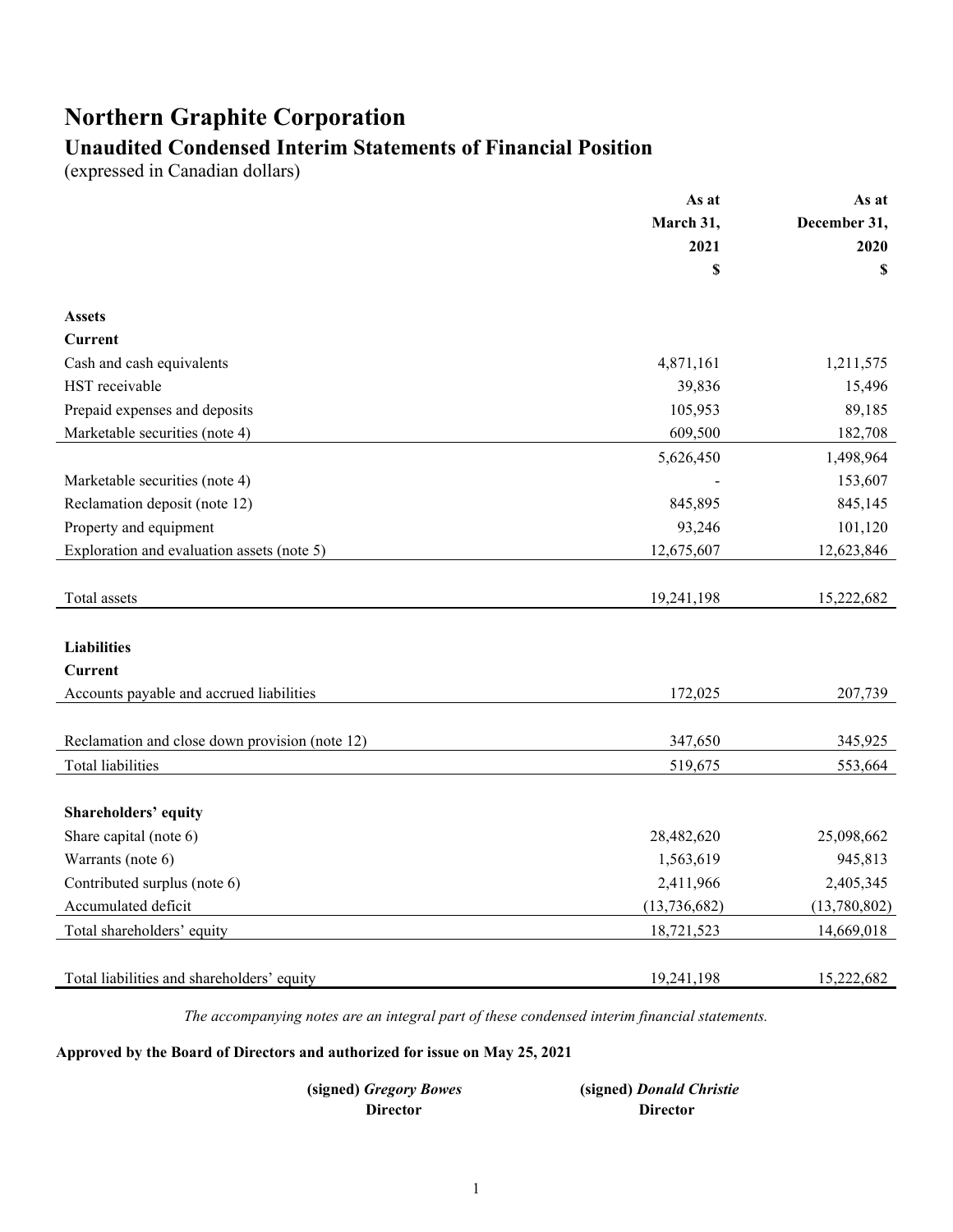# Northern Graphite Corporation

## Unaudited Condensed Interim Statements of Financial Position

(expressed in Canadian dollars)

| | As at March 31, 2021 $ | As at December 31, 2020 $ |
|---|---|---|
| **Assets** | | |
| **Current** | | |
| Cash and cash equivalents | 4,871,161 | 1,211,575 |
| HST receivable | 39,836 | 15,496 |
| Prepaid expenses and deposits | 105,953 | 89,185 |
| Marketable securities (note 4) | 609,500 | 182,708 |
| | 5,626,450 | 1,498,964 |
| Marketable securities (note 4) | - | 153,607 |
| Reclamation deposit (note 12) | 845,895 | 845,145 |
| Property and equipment | 93,246 | 101,120 |
| Exploration and evaluation assets (note 5) | 12,675,607 | 12,623,846 |
| Total assets | 19,241,198 | 15,222,682 |
| **Liabilities** | | |
| **Current** | | |
| Accounts payable and accrued liabilities | 172,025 | 207,739 |
| Reclamation and close down provision (note 12) | 347,650 | 345,925 |
| Total liabilities | 519,675 | 553,664 |
| **Shareholders' equity** | | |
| Share capital (note 6) | 28,482,620 | 25,098,662 |
| Warrants (note 6) | 1,563,619 | 945,813 |
| Contributed surplus (note 6) | 2,411,966 | 2,405,345 |
| Accumulated deficit | (13,736,682) | (13,780,802) |
| Total shareholders' equity | 18,721,523 | 14,669,018 |
| Total liabilities and shareholders' equity | 19,241,198 | 15,222,682 |

*The accompanying notes are an integral part of these condensed interim financial statements.*

**Approved by the Board of Directors and authorized for issue on May 25, 2021**

| | |
|---|---|
| **(signed)** ***Gregory Bowes*** | **(signed)** ***Donald Christie*** |
| **Director** | **Director** |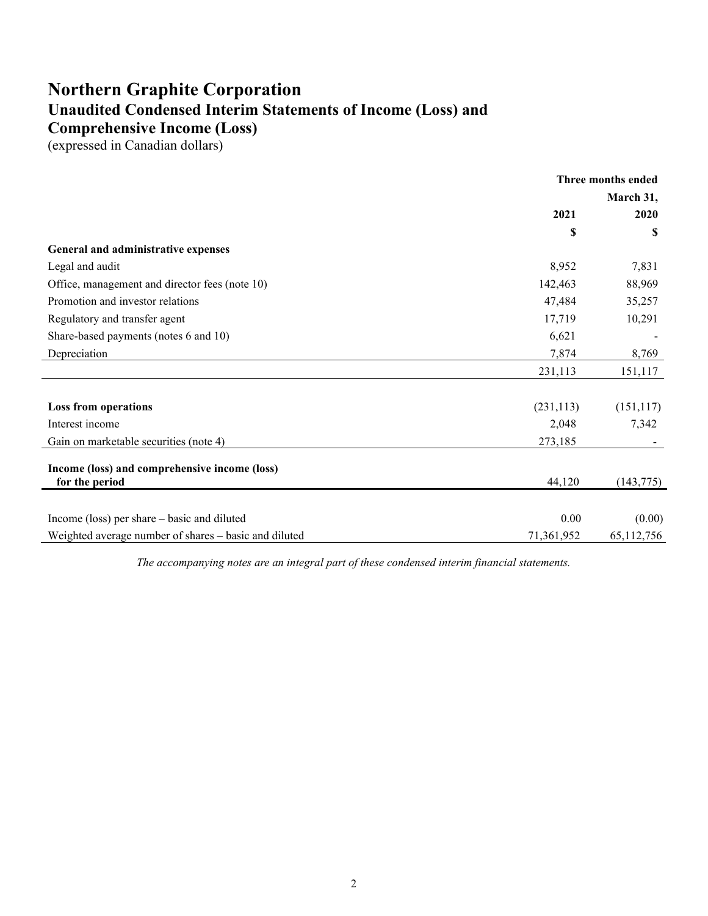# Northern Graphite Corporation

## Unaudited Condensed Interim Statements of Income (Loss) and Comprehensive Income (Loss)

(expressed in Canadian dollars)

| | Three months ended March 31, | |
|---|---|---|
| | **2021** | **2020** |
| | **$** | **$** |
| **General and administrative expenses** | | |
| Legal and audit | 8,952 | 7,831 |
| Office, management and director fees (note 10) | 142,463 | 88,969 |
| Promotion and investor relations | 47,484 | 35,257 |
| Regulatory and transfer agent | 17,719 | 10,291 |
| Share-based payments (notes 6 and 10) | 6,621 | - |
| Depreciation | 7,874 | 8,769 |
| | 231,113 | 151,117 |
| **Loss from operations** | (231,113) | (151,117) |
| Interest income | 2,048 | 7,342 |
| Gain on marketable securities (note 4) | 273,185 | - |
| **Income (loss) and comprehensive income (loss) for the period** | 44,120 | (143,775) |
| Income (loss) per share – basic and diluted | 0.00 | (0.00) |
| Weighted average number of shares – basic and diluted | 71,361,952 | 65,112,756 |

*The accompanying notes are an integral part of these condensed interim financial statements.*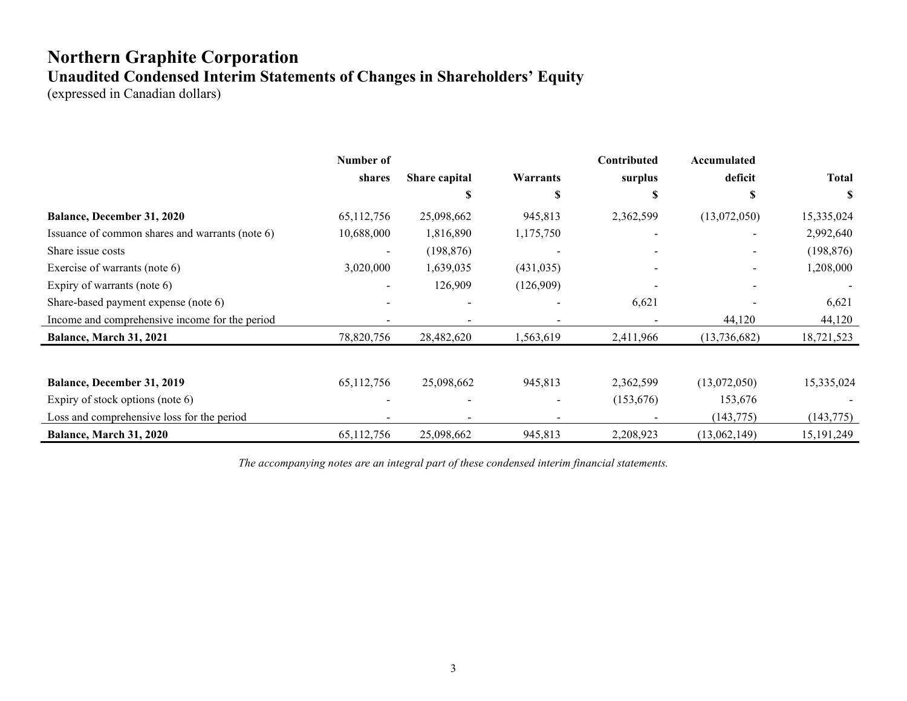# Northern Graphite Corporation

## Unaudited Condensed Interim Statements of Changes in Shareholders' Equity

(expressed in Canadian dollars)

| | Number of shares | Share capital | Warrants | Contributed surplus | Accumulated deficit | Total |
|---|---|---|---|---|---|---|
| | | $ | $ | $ | $ | $ |
| **Balance, December 31, 2020** | 65,112,756 | 25,098,662 | 945,813 | 2,362,599 | (13,072,050) | 15,335,024 |
| Issuance of common shares and warrants (note 6) | 10,688,000 | 1,816,890 | 1,175,750 | - | - | 2,992,640 |
| Share issue costs | - | (198,876) | - | - | - | (198,876) |
| Exercise of warrants (note 6) | 3,020,000 | 1,639,035 | (431,035) | - | - | 1,208,000 |
| Expiry of warrants (note 6) | - | 126,909 | (126,909) | - | - | - |
| Share-based payment expense (note 6) | - | - | - | 6,621 | - | 6,621 |
| Income and comprehensive income for the period | - | - | - | - | 44,120 | 44,120 |
| **Balance, March 31, 2021** | 78,820,756 | 28,482,620 | 1,563,619 | 2,411,966 | (13,736,682) | 18,721,523 |
| | | | | | | |
| **Balance, December 31, 2019** | 65,112,756 | 25,098,662 | 945,813 | 2,362,599 | (13,072,050) | 15,335,024 |
| Expiry of stock options (note 6) | - | - | - | (153,676) | 153,676 | - |
| Loss and comprehensive loss for the period | - | - | - | - | (143,775) | (143,775) |
| **Balance, March 31, 2020** | 65,112,756 | 25,098,662 | 945,813 | 2,208,923 | (13,062,149) | 15,191,249 |

*The accompanying notes are an integral part of these condensed interim financial statements.*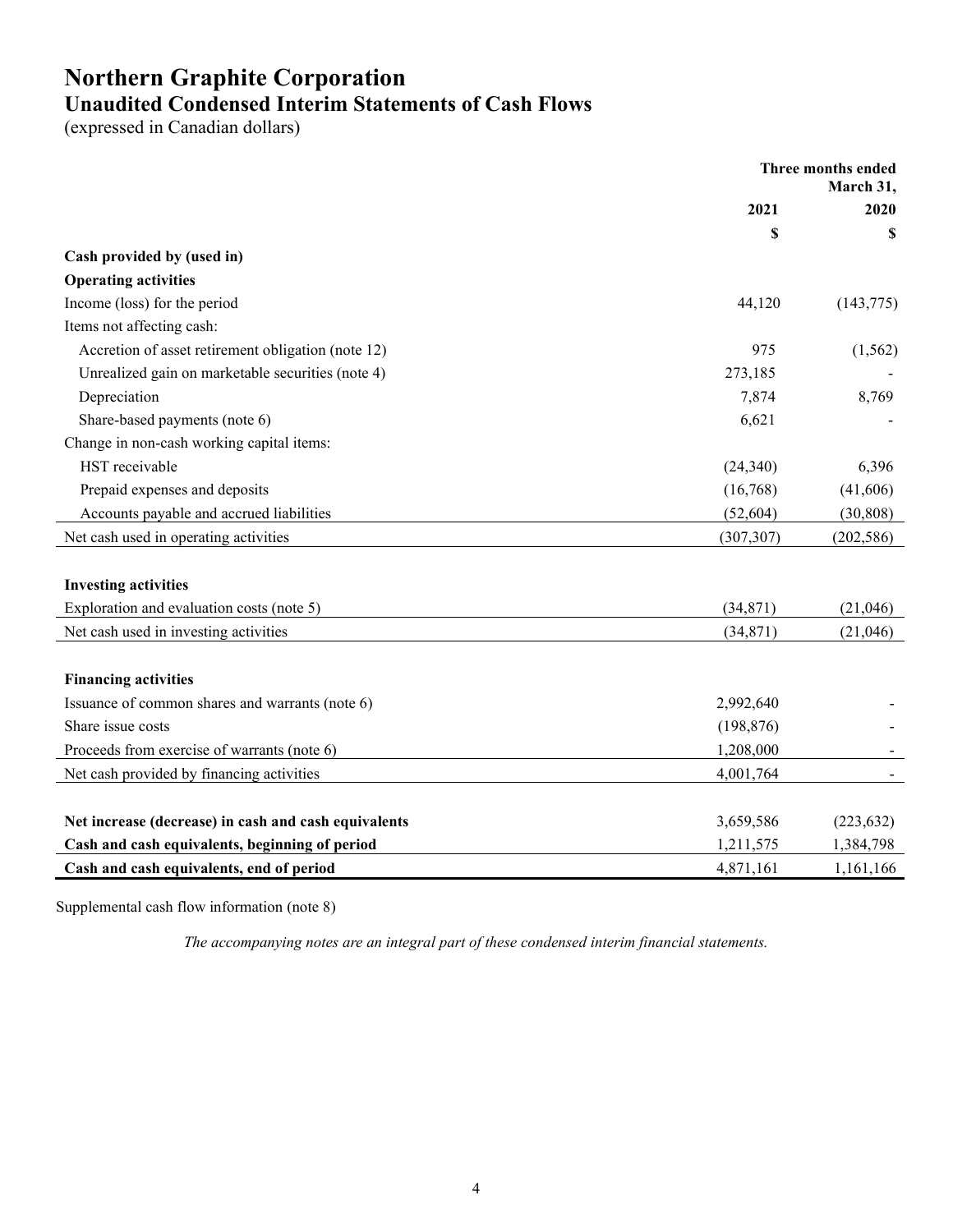# Northern Graphite Corporation

## Unaudited Condensed Interim Statements of Cash Flows

(expressed in Canadian dollars)

| | Three months ended March 31, 2021 | 2020 |
|---|---|---|
| | $ | $ |
| **Cash provided by (used in)** | | |
| **Operating activities** | | |
| Income (loss) for the period | 44,120 | (143,775) |
| Items not affecting cash: | | |
| Accretion of asset retirement obligation (note 12) | 975 | (1,562) |
| Unrealized gain on marketable securities (note 4) | 273,185 | - |
| Depreciation | 7,874 | 8,769 |
| Share-based payments (note 6) | 6,621 | - |
| Change in non-cash working capital items: | | |
| HST receivable | (24,340) | 6,396 |
| Prepaid expenses and deposits | (16,768) | (41,606) |
| Accounts payable and accrued liabilities | (52,604) | (30,808) |
| Net cash used in operating activities | (307,307) | (202,586) |
| | | |
| **Investing activities** | | |
| Exploration and evaluation costs (note 5) | (34,871) | (21,046) |
| Net cash used in investing activities | (34,871) | (21,046) |
| | | |
| **Financing activities** | | |
| Issuance of common shares and warrants (note 6) | 2,992,640 | - |
| Share issue costs | (198,876) | - |
| Proceeds from exercise of warrants (note 6) | 1,208,000 | - |
| Net cash provided by financing activities | 4,001,764 | - |
| | | |
| **Net increase (decrease) in cash and cash equivalents** | 3,659,586 | (223,632) |
| **Cash and cash equivalents, beginning of period** | 1,211,575 | 1,384,798 |
| **Cash and cash equivalents, end of period** | 4,871,161 | 1,161,166 |

Supplemental cash flow information (note 8)

*The accompanying notes are an integral part of these condensed interim financial statements.*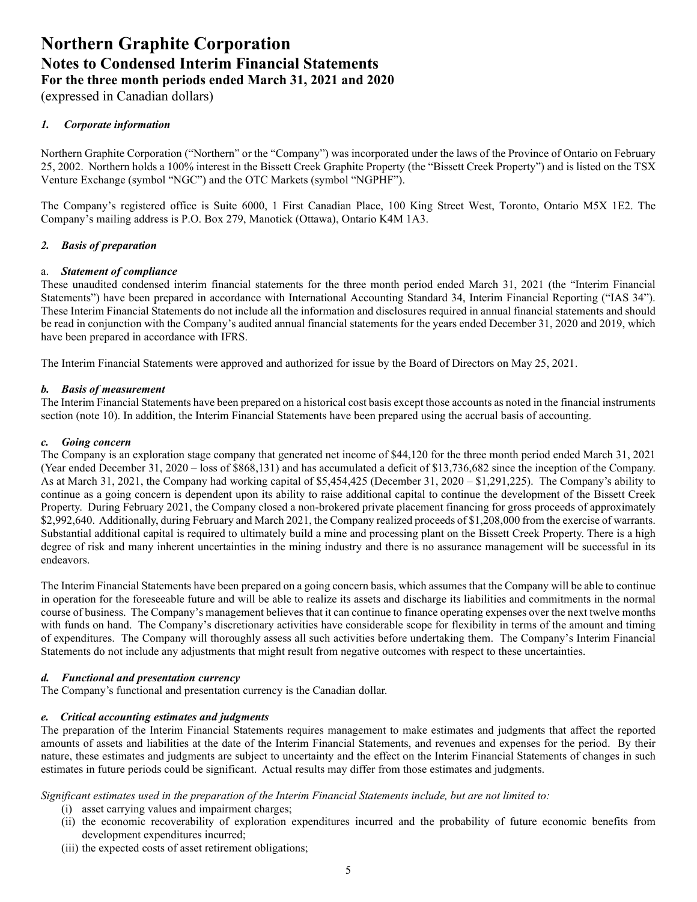# Northern Graphite Corporation
## Notes to Condensed Interim Financial Statements
## For the three month periods ended March 31, 2021 and 2020
(expressed in Canadian dollars)

### *1. Corporate information*

Northern Graphite Corporation ("Northern" or the "Company") was incorporated under the laws of the Province of Ontario on February 25, 2002. Northern holds a 100% interest in the Bissett Creek Graphite Property (the "Bissett Creek Property") and is listed on the TSX Venture Exchange (symbol "NGC") and the OTC Markets (symbol "NGPHF").

The Company's registered office is Suite 6000, 1 First Canadian Place, 100 King Street West, Toronto, Ontario M5X 1E2. The Company's mailing address is P.O. Box 279, Manotick (Ottawa), Ontario K4M 1A3.

### *2. Basis of preparation*

#### a. *Statement of compliance*

These unaudited condensed interim financial statements for the three month period ended March 31, 2021 (the "Interim Financial Statements") have been prepared in accordance with International Accounting Standard 34, Interim Financial Reporting ("IAS 34"). These Interim Financial Statements do not include all the information and disclosures required in annual financial statements and should be read in conjunction with the Company's audited annual financial statements for the years ended December 31, 2020 and 2019, which have been prepared in accordance with IFRS.

The Interim Financial Statements were approved and authorized for issue by the Board of Directors on May 25, 2021.

#### *b. Basis of measurement*

The Interim Financial Statements have been prepared on a historical cost basis except those accounts as noted in the financial instruments section (note 10). In addition, the Interim Financial Statements have been prepared using the accrual basis of accounting.

#### *c. Going concern*

The Company is an exploration stage company that generated net income of $44,120 for the three month period ended March 31, 2021 (Year ended December 31, 2020 – loss of $868,131) and has accumulated a deficit of $13,736,682 since the inception of the Company. As at March 31, 2021, the Company had working capital of $5,454,425 (December 31, 2020 – $1,291,225). The Company's ability to continue as a going concern is dependent upon its ability to raise additional capital to continue the development of the Bissett Creek Property. During February 2021, the Company closed a non-brokered private placement financing for gross proceeds of approximately $2,992,640. Additionally, during February and March 2021, the Company realized proceeds of $1,208,000 from the exercise of warrants. Substantial additional capital is required to ultimately build a mine and processing plant on the Bissett Creek Property. There is a high degree of risk and many inherent uncertainties in the mining industry and there is no assurance management will be successful in its endeavors.

The Interim Financial Statements have been prepared on a going concern basis, which assumes that the Company will be able to continue in operation for the foreseeable future and will be able to realize its assets and discharge its liabilities and commitments in the normal course of business. The Company's management believes that it can continue to finance operating expenses over the next twelve months with funds on hand. The Company's discretionary activities have considerable scope for flexibility in terms of the amount and timing of expenditures. The Company will thoroughly assess all such activities before undertaking them. The Company's Interim Financial Statements do not include any adjustments that might result from negative outcomes with respect to these uncertainties.

#### *d. Functional and presentation currency*

The Company's functional and presentation currency is the Canadian dollar.

#### *e. Critical accounting estimates and judgments*

The preparation of the Interim Financial Statements requires management to make estimates and judgments that affect the reported amounts of assets and liabilities at the date of the Interim Financial Statements, and revenues and expenses for the period. By their nature, these estimates and judgments are subject to uncertainty and the effect on the Interim Financial Statements of changes in such estimates in future periods could be significant. Actual results may differ from those estimates and judgments.

*Significant estimates used in the preparation of the Interim Financial Statements include, but are not limited to:*

(i) asset carrying values and impairment charges;
(ii) the economic recoverability of exploration expenditures incurred and the probability of future economic benefits from development expenditures incurred;
(iii) the expected costs of asset retirement obligations;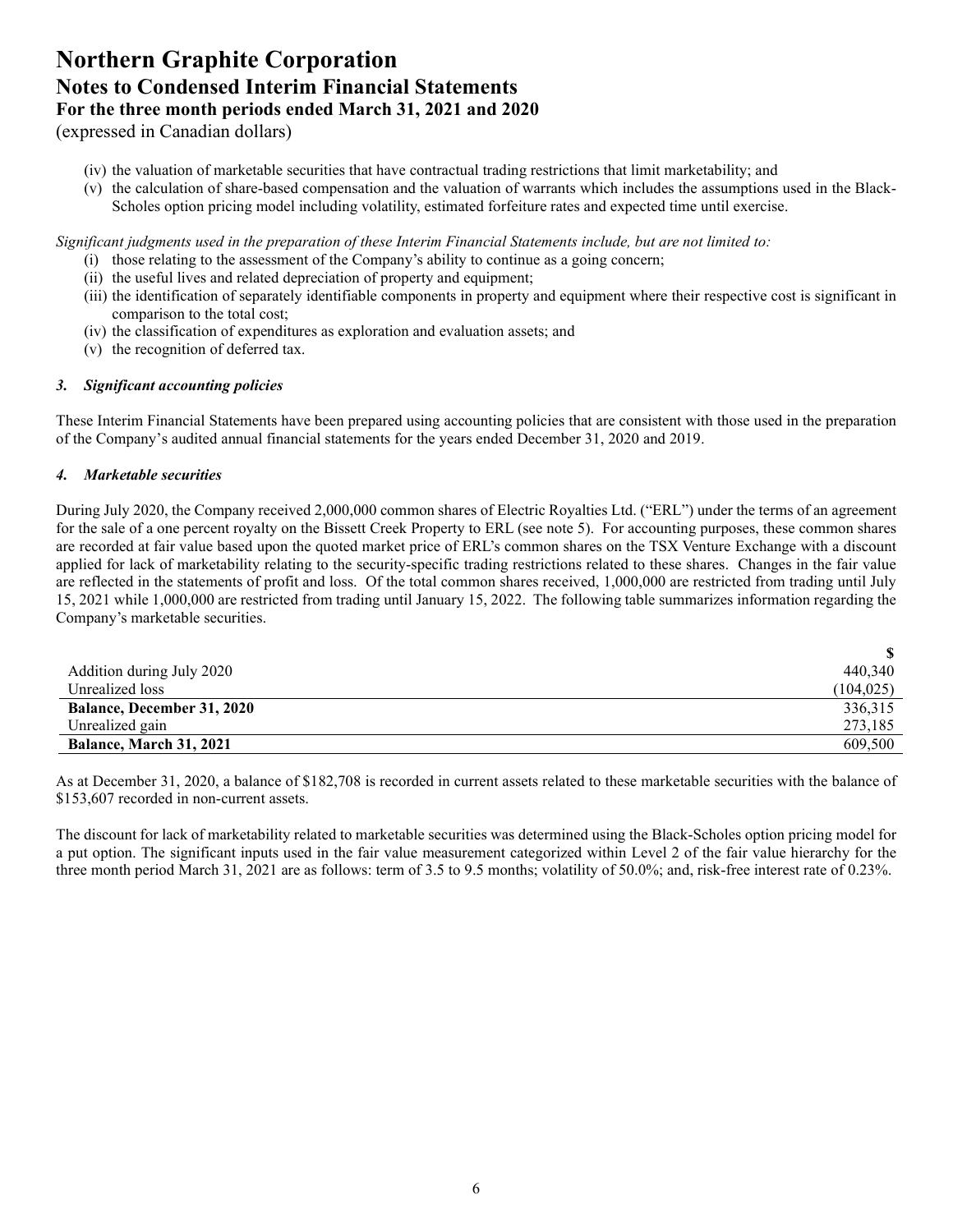(iv) the valuation of marketable securities that have contractual trading restrictions that limit marketability; and

(v) the calculation of share-based compensation and the valuation of warrants which includes the assumptions used in the Black-Scholes option pricing model including volatility, estimated forfeiture rates and expected time until exercise.

*Significant judgments used in the preparation of these Interim Financial Statements include, but are not limited to:*

(i) those relating to the assessment of the Company's ability to continue as a going concern;

(ii) the useful lives and related depreciation of property and equipment;

(iii) the identification of separately identifiable components in property and equipment where their respective cost is significant in comparison to the total cost;

(iv) the classification of expenditures as exploration and evaluation assets; and

(v) the recognition of deferred tax.

### *3. Significant accounting policies*

These Interim Financial Statements have been prepared using accounting policies that are consistent with those used in the preparation of the Company's audited annual financial statements for the years ended December 31, 2020 and 2019.

### *4. Marketable securities*

During July 2020, the Company received 2,000,000 common shares of Electric Royalties Ltd. ("ERL") under the terms of an agreement for the sale of a one percent royalty on the Bissett Creek Property to ERL (see note 5). For accounting purposes, these common shares are recorded at fair value based upon the quoted market price of ERL's common shares on the TSX Venture Exchange with a discount applied for lack of marketability relating to the security-specific trading restrictions related to these shares. Changes in the fair value are reflected in the statements of profit and loss. Of the total common shares received, 1,000,000 are restricted from trading until July 15, 2021 while 1,000,000 are restricted from trading until January 15, 2022. The following table summarizes information regarding the Company's marketable securities.

| | $ |
|---|---|
| Addition during July 2020 | 440,340 |
| Unrealized loss | (104,025) |
| **Balance, December 31, 2020** | 336,315 |
| Unrealized gain | 273,185 |
| **Balance, March 31, 2021** | 609,500 |

As at December 31, 2020, a balance of $182,708 is recorded in current assets related to these marketable securities with the balance of $153,607 recorded in non-current assets.

The discount for lack of marketability related to marketable securities was determined using the Black-Scholes option pricing model for a put option. The significant inputs used in the fair value measurement categorized within Level 2 of the fair value hierarchy for the three month period March 31, 2021 are as follows: term of 3.5 to 9.5 months; volatility of 50.0%; and, risk-free interest rate of 0.23%.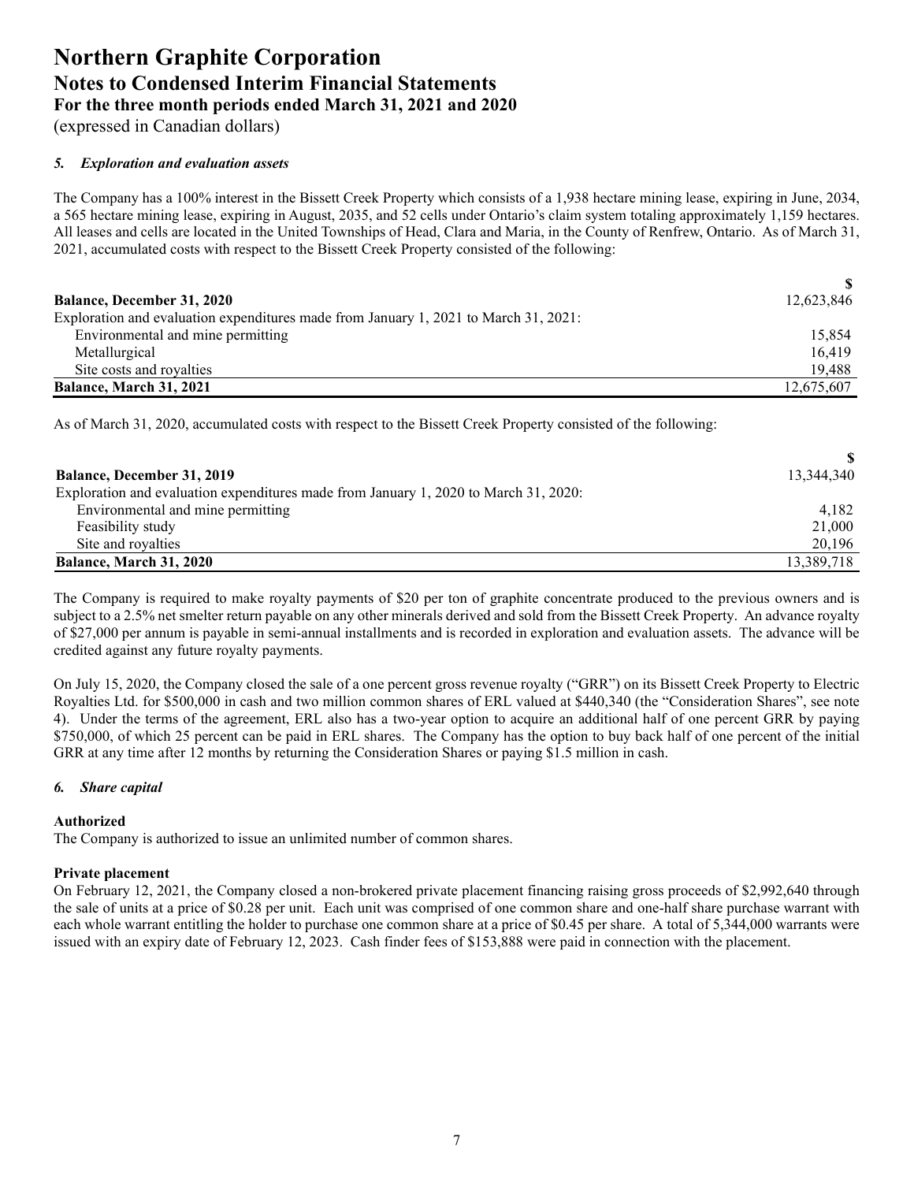# Northern Graphite Corporation
## Notes to Condensed Interim Financial Statements
### For the three month periods ended March 31, 2021 and 2020
(expressed in Canadian dollars)

### *5. Exploration and evaluation assets*

The Company has a 100% interest in the Bissett Creek Property which consists of a 1,938 hectare mining lease, expiring in June, 2034, a 565 hectare mining lease, expiring in August, 2035, and 52 cells under Ontario's claim system totaling approximately 1,159 hectares. All leases and cells are located in the United Townships of Head, Clara and Maria, in the County of Renfrew, Ontario. As of March 31, 2021, accumulated costs with respect to the Bissett Creek Property consisted of the following:

| | $ |
|---|---|
| **Balance, December 31, 2020** | 12,623,846 |
| Exploration and evaluation expenditures made from January 1, 2021 to March 31, 2021: | |
| Environmental and mine permitting | 15,854 |
| Metallurgical | 16,419 |
| Site costs and royalties | 19,488 |
| **Balance, March 31, 2021** | 12,675,607 |

As of March 31, 2020, accumulated costs with respect to the Bissett Creek Property consisted of the following:

| | $ |
|---|---|
| **Balance, December 31, 2019** | 13,344,340 |
| Exploration and evaluation expenditures made from January 1, 2020 to March 31, 2020: | |
| Environmental and mine permitting | 4,182 |
| Feasibility study | 21,000 |
| Site and royalties | 20,196 |
| **Balance, March 31, 2020** | 13,389,718 |

The Company is required to make royalty payments of $20 per ton of graphite concentrate produced to the previous owners and is subject to a 2.5% net smelter return payable on any other minerals derived and sold from the Bissett Creek Property. An advance royalty of $27,000 per annum is payable in semi-annual installments and is recorded in exploration and evaluation assets. The advance will be credited against any future royalty payments.

On July 15, 2020, the Company closed the sale of a one percent gross revenue royalty ("GRR") on its Bissett Creek Property to Electric Royalties Ltd. for $500,000 in cash and two million common shares of ERL valued at $440,340 (the "Consideration Shares", see note 4). Under the terms of the agreement, ERL also has a two-year option to acquire an additional half of one percent GRR by paying $750,000, of which 25 percent can be paid in ERL shares. The Company has the option to buy back half of one percent of the initial GRR at any time after 12 months by returning the Consideration Shares or paying $1.5 million in cash.

### *6. Share capital*

**Authorized**

The Company is authorized to issue an unlimited number of common shares.

**Private placement**

On February 12, 2021, the Company closed a non-brokered private placement financing raising gross proceeds of $2,992,640 through the sale of units at a price of $0.28 per unit. Each unit was comprised of one common share and one-half share purchase warrant with each whole warrant entitling the holder to purchase one common share at a price of $0.45 per share. A total of 5,344,000 warrants were issued with an expiry date of February 12, 2023. Cash finder fees of $153,888 were paid in connection with the placement.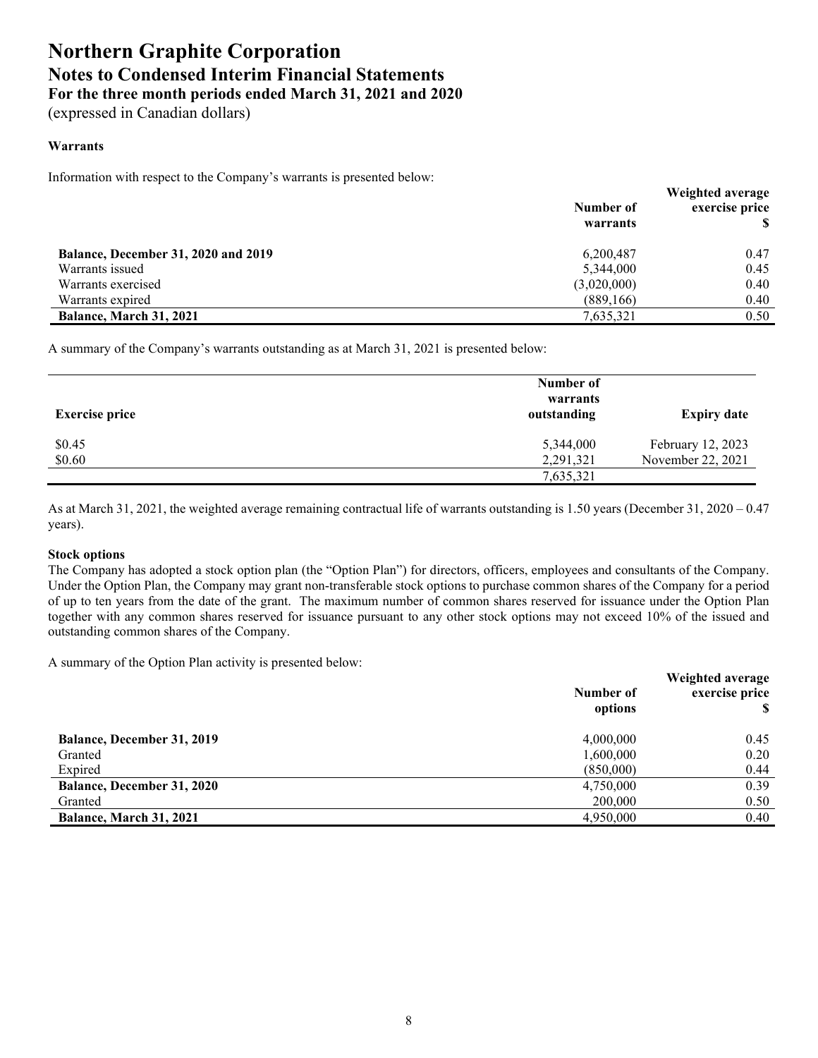# Northern Graphite Corporation
## Notes to Condensed Interim Financial Statements
### For the three month periods ended March 31, 2021 and 2020
(expressed in Canadian dollars)

**Warrants**

Information with respect to the Company's warrants is presented below:

| | Number of warrants | Weighted average exercise price $ |
|---|---|---|
| **Balance, December 31, 2020 and 2019** | 6,200,487 | 0.47 |
| Warrants issued | 5,344,000 | 0.45 |
| Warrants exercised | (3,020,000) | 0.40 |
| Warrants expired | (889,166) | 0.40 |
| **Balance, March 31, 2021** | 7,635,321 | 0.50 |

A summary of the Company's warrants outstanding as at March 31, 2021 is presented below:

| Exercise price | Number of warrants outstanding | Expiry date |
|---|---|---|
| $0.45 | 5,344,000 | February 12, 2023 |
| $0.60 | 2,291,321 | November 22, 2021 |
| | 7,635,321 | |

As at March 31, 2021, the weighted average remaining contractual life of warrants outstanding is 1.50 years (December 31, 2020 – 0.47 years).

**Stock options**

The Company has adopted a stock option plan (the "Option Plan") for directors, officers, employees and consultants of the Company. Under the Option Plan, the Company may grant non-transferable stock options to purchase common shares of the Company for a period of up to ten years from the date of the grant. The maximum number of common shares reserved for issuance under the Option Plan together with any common shares reserved for issuance pursuant to any other stock options may not exceed 10% of the issued and outstanding common shares of the Company.

A summary of the Option Plan activity is presented below:

| | Number of options | Weighted average exercise price $ |
|---|---|---|
| **Balance, December 31, 2019** | 4,000,000 | 0.45 |
| Granted | 1,600,000 | 0.20 |
| Expired | (850,000) | 0.44 |
| **Balance, December 31, 2020** | 4,750,000 | 0.39 |
| Granted | 200,000 | 0.50 |
| **Balance, March 31, 2021** | 4,950,000 | 0.40 |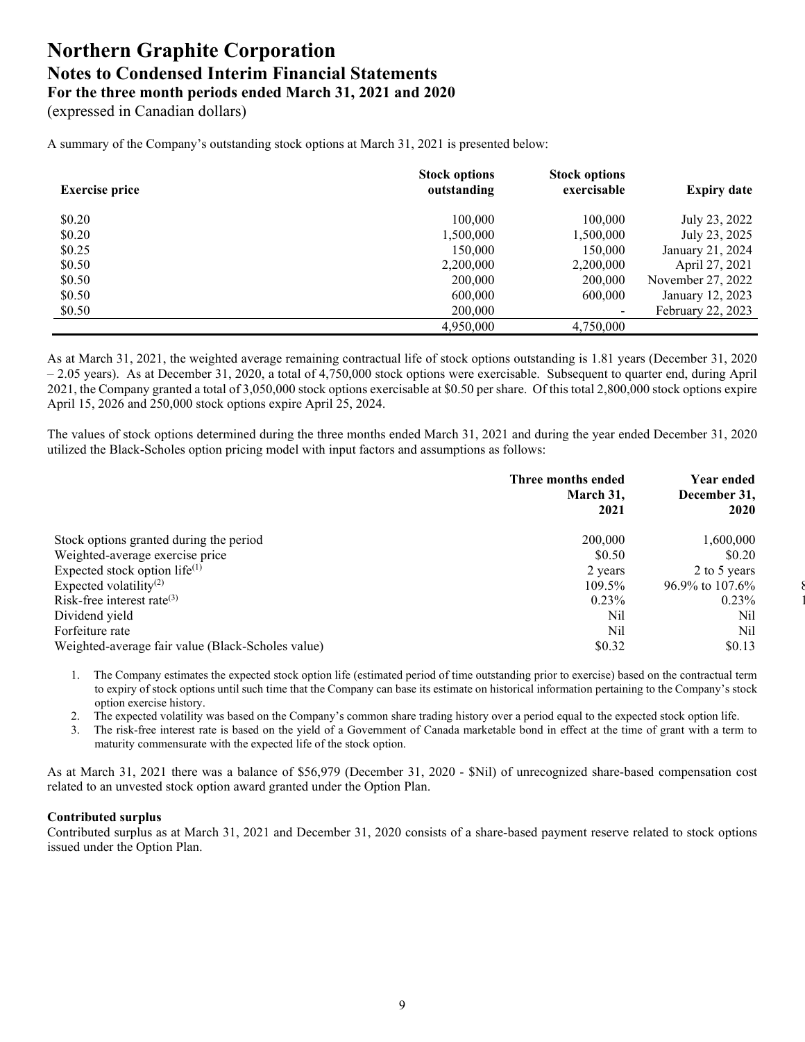# Northern Graphite Corporation

## Notes to Condensed Interim Financial Statements

### For the three month periods ended March 31, 2021 and 2020

(expressed in Canadian dollars)

A summary of the Company's outstanding stock options at March 31, 2021 is presented below:

| Exercise price | Stock options outstanding | Stock options exercisable | Expiry date |
|---|---|---|---|
| $0.20 | 100,000 | 100,000 | July 23, 2022 |
| $0.20 | 1,500,000 | 1,500,000 | July 23, 2025 |
| $0.25 | 150,000 | 150,000 | January 21, 2024 |
| $0.50 | 2,200,000 | 2,200,000 | April 27, 2021 |
| $0.50 | 200,000 | 200,000 | November 27, 2022 |
| $0.50 | 600,000 | 600,000 | January 12, 2023 |
| $0.50 | 200,000 | - | February 22, 2023 |
| | 4,950,000 | 4,750,000 | |

As at March 31, 2021, the weighted average remaining contractual life of stock options outstanding is 1.81 years (December 31, 2020 – 2.05 years). As at December 31, 2020, a total of 4,750,000 stock options were exercisable. Subsequent to quarter end, during April 2021, the Company granted a total of 3,050,000 stock options exercisable at $0.50 per share. Of this total 2,800,000 stock options expire April 15, 2026 and 250,000 stock options expire April 25, 2024.

The values of stock options determined during the three months ended March 31, 2021 and during the year ended December 31, 2020 utilized the Black-Scholes option pricing model with input factors and assumptions as follows:

| | Three months ended March 31, 2021 | Year ended December 31, 2020 |
|---|---|---|
| Stock options granted during the period | 200,000 | 1,600,000 |
| Weighted-average exercise price | $0.50 | $0.20 |
| Expected stock option life[(1)] | 2 years | 2 to 5 years |
| Expected volatility[(2)] | 109.5% | 96.9% to 107.6% |
| Risk-free interest rate[(3)] | 0.23% | 0.23% |
| Dividend yield | Nil | Nil |
| Forfeiture rate | Nil | Nil |
| Weighted-average fair value (Black-Scholes value) | $0.32 | $0.13 |

1. The Company estimates the expected stock option life (estimated period of time outstanding prior to exercise) based on the contractual term to expiry of stock options until such time that the Company can base its estimate on historical information pertaining to the Company's stock option exercise history.
2. The expected volatility was based on the Company's common share trading history over a period equal to the expected stock option life.
3. The risk-free interest rate is based on the yield of a Government of Canada marketable bond in effect at the time of grant with a term to maturity commensurate with the expected life of the stock option.

As at March 31, 2021 there was a balance of $56,979 (December 31, 2020 - $Nil) of unrecognized share-based compensation cost related to an unvested stock option award granted under the Option Plan.

**Contributed surplus**

Contributed surplus as at March 31, 2021 and December 31, 2020 consists of a share-based payment reserve related to stock options issued under the Option Plan.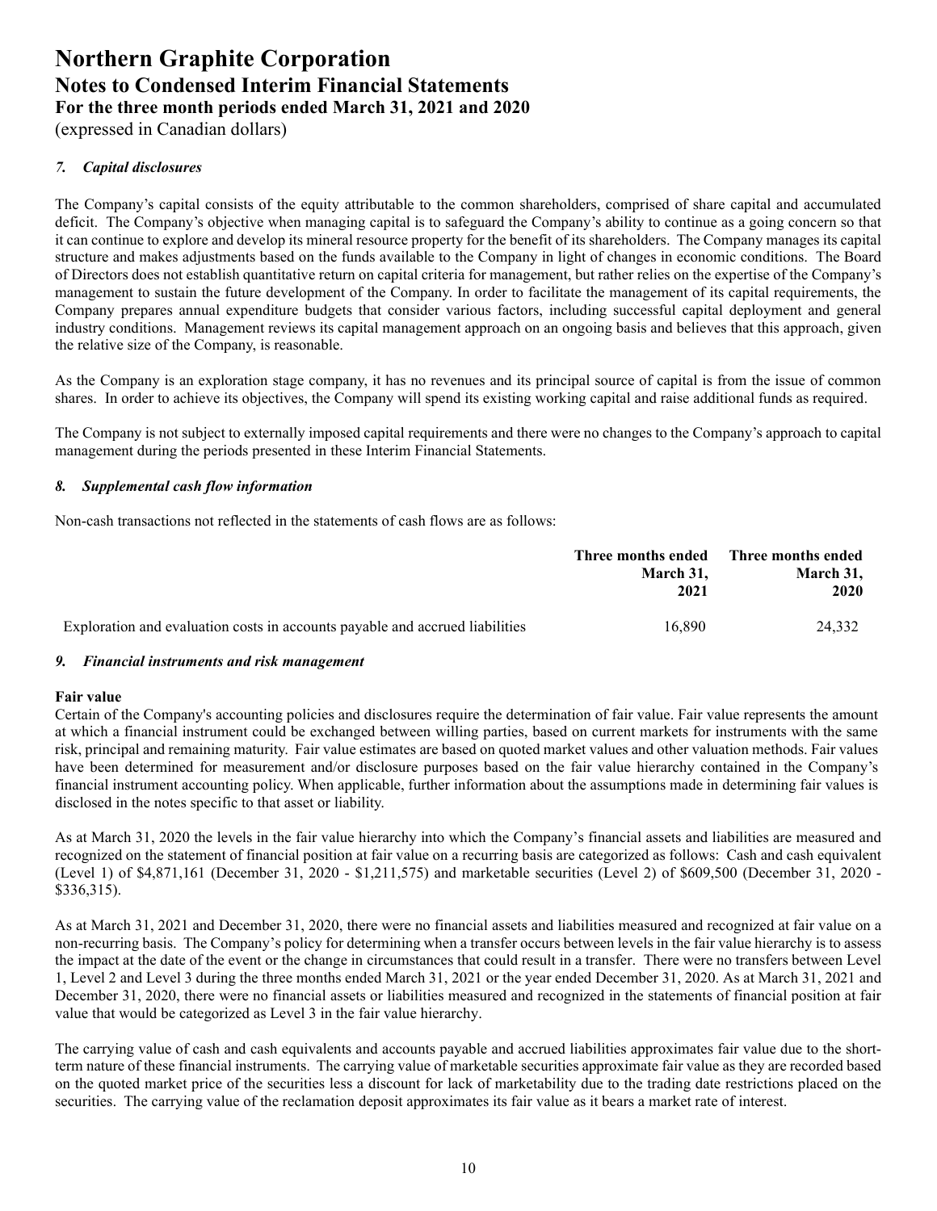### *7. Capital disclosures*

The Company's capital consists of the equity attributable to the common shareholders, comprised of share capital and accumulated deficit. The Company's objective when managing capital is to safeguard the Company's ability to continue as a going concern so that it can continue to explore and develop its mineral resource property for the benefit of its shareholders. The Company manages its capital structure and makes adjustments based on the funds available to the Company in light of changes in economic conditions. The Board of Directors does not establish quantitative return on capital criteria for management, but rather relies on the expertise of the Company's management to sustain the future development of the Company. In order to facilitate the management of its capital requirements, the Company prepares annual expenditure budgets that consider various factors, including successful capital deployment and general industry conditions. Management reviews its capital management approach on an ongoing basis and believes that this approach, given the relative size of the Company, is reasonable.

As the Company is an exploration stage company, it has no revenues and its principal source of capital is from the issue of common shares. In order to achieve its objectives, the Company will spend its existing working capital and raise additional funds as required.

The Company is not subject to externally imposed capital requirements and there were no changes to the Company's approach to capital management during the periods presented in these Interim Financial Statements.

### *8. Supplemental cash flow information*

Non-cash transactions not reflected in the statements of cash flows are as follows:

| | Three months ended March 31, 2021 | Three months ended March 31, 2020 |
|---|---|---|
| Exploration and evaluation costs in accounts payable and accrued liabilities | 16,890 | 24,332 |

### *9. Financial instruments and risk management*

**Fair value**

Certain of the Company's accounting policies and disclosures require the determination of fair value. Fair value represents the amount at which a financial instrument could be exchanged between willing parties, based on current markets for instruments with the same risk, principal and remaining maturity. Fair value estimates are based on quoted market values and other valuation methods. Fair values have been determined for measurement and/or disclosure purposes based on the fair value hierarchy contained in the Company's financial instrument accounting policy. When applicable, further information about the assumptions made in determining fair values is disclosed in the notes specific to that asset or liability.

As at March 31, 2020 the levels in the fair value hierarchy into which the Company's financial assets and liabilities are measured and recognized on the statement of financial position at fair value on a recurring basis are categorized as follows: Cash and cash equivalent (Level 1) of $4,871,161 (December 31, 2020 - $1,211,575) and marketable securities (Level 2) of $609,500 (December 31, 2020 - $336,315).

As at March 31, 2021 and December 31, 2020, there were no financial assets and liabilities measured and recognized at fair value on a non-recurring basis. The Company's policy for determining when a transfer occurs between levels in the fair value hierarchy is to assess the impact at the date of the event or the change in circumstances that could result in a transfer. There were no transfers between Level 1, Level 2 and Level 3 during the three months ended March 31, 2021 or the year ended December 31, 2020. As at March 31, 2021 and December 31, 2020, there were no financial assets or liabilities measured and recognized in the statements of financial position at fair value that would be categorized as Level 3 in the fair value hierarchy.

The carrying value of cash and cash equivalents and accounts payable and accrued liabilities approximates fair value due to the short-term nature of these financial instruments. The carrying value of marketable securities approximate fair value as they are recorded based on the quoted market price of the securities less a discount for lack of marketability due to the trading date restrictions placed on the securities. The carrying value of the reclamation deposit approximates its fair value as it bears a market rate of interest.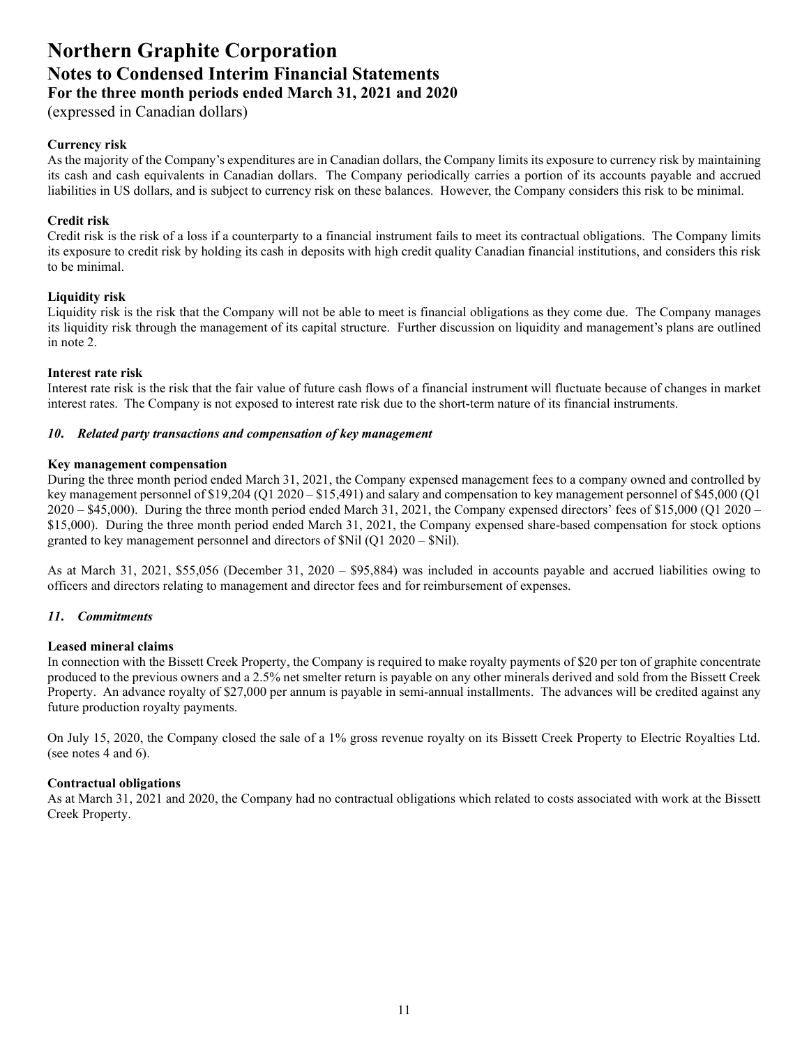**Currency risk**

As the majority of the Company's expenditures are in Canadian dollars, the Company limits its exposure to currency risk by maintaining its cash and cash equivalents in Canadian dollars. The Company periodically carries a portion of its accounts payable and accrued liabilities in US dollars, and is subject to currency risk on these balances. However, the Company considers this risk to be minimal.

**Credit risk**

Credit risk is the risk of a loss if a counterparty to a financial instrument fails to meet its contractual obligations. The Company limits its exposure to credit risk by holding its cash in deposits with high credit quality Canadian financial institutions, and considers this risk to be minimal.

**Liquidity risk**

Liquidity risk is the risk that the Company will not be able to meet is financial obligations as they come due. The Company manages its liquidity risk through the management of its capital structure. Further discussion on liquidity and management's plans are outlined in note 2.

**Interest rate risk**

Interest rate risk is the risk that the fair value of future cash flows of a financial instrument will fluctuate because of changes in market interest rates. The Company is not exposed to interest rate risk due to the short-term nature of its financial instruments.

### *10. Related party transactions and compensation of key management*

**Key management compensation**

During the three month period ended March 31, 2021, the Company expensed management fees to a company owned and controlled by key management personnel of $19,204 (Q1 2020 – $15,491) and salary and compensation to key management personnel of $45,000 (Q1 2020 – $45,000). During the three month period ended March 31, 2021, the Company expensed directors' fees of $15,000 (Q1 2020 – $15,000). During the three month period ended March 31, 2021, the Company expensed share-based compensation for stock options granted to key management personnel and directors of $Nil (Q1 2020 – $Nil).

As at March 31, 2021, $55,056 (December 31, 2020 – $95,884) was included in accounts payable and accrued liabilities owing to officers and directors relating to management and director fees and for reimbursement of expenses.

### *11. Commitments*

**Leased mineral claims**

In connection with the Bissett Creek Property, the Company is required to make royalty payments of $20 per ton of graphite concentrate produced to the previous owners and a 2.5% net smelter return is payable on any other minerals derived and sold from the Bissett Creek Property. An advance royalty of $27,000 per annum is payable in semi-annual installments. The advances will be credited against any future production royalty payments.

On July 15, 2020, the Company closed the sale of a 1% gross revenue royalty on its Bissett Creek Property to Electric Royalties Ltd. (see notes 4 and 6).

**Contractual obligations**

As at March 31, 2021 and 2020, the Company had no contractual obligations which related to costs associated with work at the Bissett Creek Property.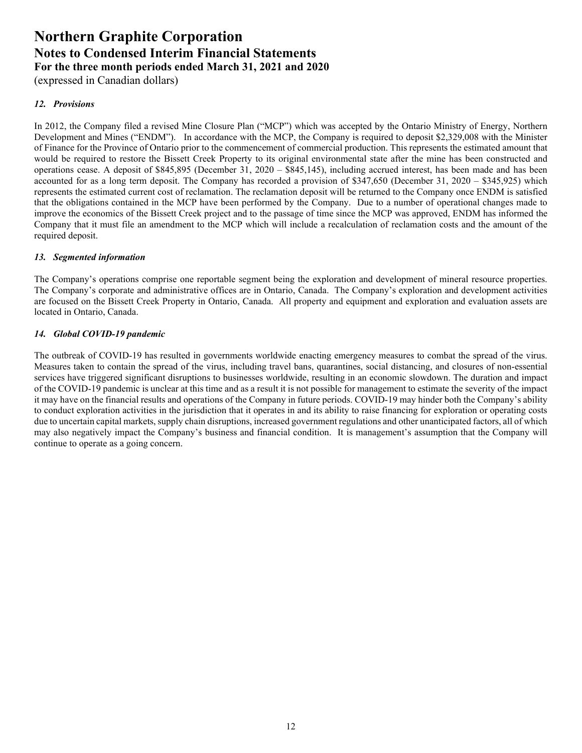### *12. Provisions*

In 2012, the Company filed a revised Mine Closure Plan ("MCP") which was accepted by the Ontario Ministry of Energy, Northern Development and Mines ("ENDM"). In accordance with the MCP, the Company is required to deposit $2,329,008 with the Minister of Finance for the Province of Ontario prior to the commencement of commercial production. This represents the estimated amount that would be required to restore the Bissett Creek Property to its original environmental state after the mine has been constructed and operations cease. A deposit of $845,895 (December 31, 2020 – $845,145), including accrued interest, has been made and has been accounted for as a long term deposit. The Company has recorded a provision of $347,650 (December 31, 2020 – $345,925) which represents the estimated current cost of reclamation. The reclamation deposit will be returned to the Company once ENDM is satisfied that the obligations contained in the MCP have been performed by the Company. Due to a number of operational changes made to improve the economics of the Bissett Creek project and to the passage of time since the MCP was approved, ENDM has informed the Company that it must file an amendment to the MCP which will include a recalculation of reclamation costs and the amount of the required deposit.

### *13. Segmented information*

The Company's operations comprise one reportable segment being the exploration and development of mineral resource properties. The Company's corporate and administrative offices are in Ontario, Canada. The Company's exploration and development activities are focused on the Bissett Creek Property in Ontario, Canada. All property and equipment and exploration and evaluation assets are located in Ontario, Canada.

### *14. Global COVID-19 pandemic*

The outbreak of COVID-19 has resulted in governments worldwide enacting emergency measures to combat the spread of the virus. Measures taken to contain the spread of the virus, including travel bans, quarantines, social distancing, and closures of non-essential services have triggered significant disruptions to businesses worldwide, resulting in an economic slowdown. The duration and impact of the COVID-19 pandemic is unclear at this time and as a result it is not possible for management to estimate the severity of the impact it may have on the financial results and operations of the Company in future periods. COVID-19 may hinder both the Company's ability to conduct exploration activities in the jurisdiction that it operates in and its ability to raise financing for exploration or operating costs due to uncertain capital markets, supply chain disruptions, increased government regulations and other unanticipated factors, all of which may also negatively impact the Company's business and financial condition. It is management's assumption that the Company will continue to operate as a going concern.